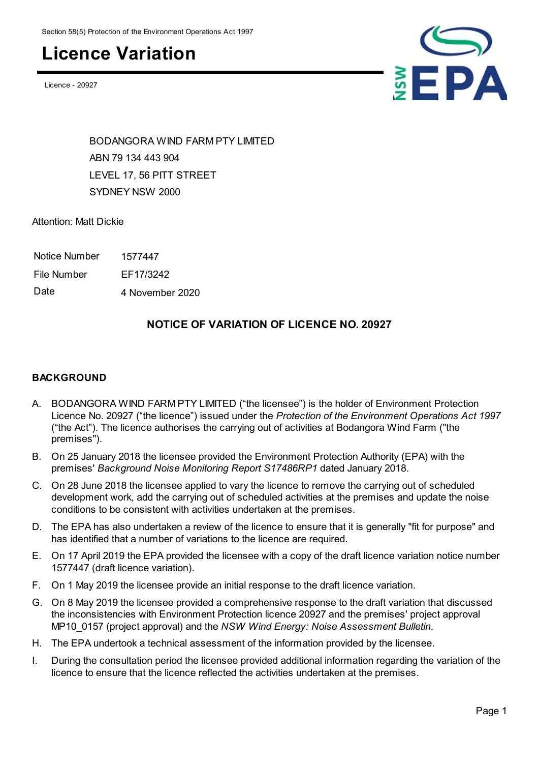Section 58(5) Protection of the Environment Operations Act 1997

# Licence Variation

Licence - 20927

BODANGORA WIND FARM PTY LIMITED
ABN 79 134 443 904
LEVEL 17, 56 PITT STREET
SYDNEY NSW 2000

Attention: Matt Dickie

| | |
|---|---|
| Notice Number | 1577447 |
| File Number | EF17/3242 |
| Date | 4 November 2020 |

## NOTICE OF VARIATION OF LICENCE NO. 20927

### BACKGROUND

A. BODANGORA WIND FARM PTY LIMITED (“the licensee”) is the holder of Environment Protection Licence No. 20927 (“the licence”) issued under the *Protection of the Environment Operations Act 1997* (“the Act”). The licence authorises the carrying out of activities at Bodangora Wind Farm ("the premises").

B. On 25 January 2018 the licensee provided the Environment Protection Authority (EPA) with the premises' *Background Noise Monitoring Report S17486RP1* dated January 2018.

C. On 28 June 2018 the licensee applied to vary the licence to remove the carrying out of scheduled development work, add the carrying out of scheduled activities at the premises and update the noise conditions to be consistent with activities undertaken at the premises.

D. The EPA has also undertaken a review of the licence to ensure that it is generally "fit for purpose" and has identified that a number of variations to the licence are required.

E. On 17 April 2019 the EPA provided the licensee with a copy of the draft licence variation notice number 1577447 (draft licence variation).

F. On 1 May 2019 the licensee provide an initial response to the draft licence variation.

G. On 8 May 2019 the licensee provided a comprehensive response to the draft variation that discussed the inconsistencies with Environment Protection licence 20927 and the premises' project approval MP10_0157 (project approval) and the *NSW Wind Energy: Noise Assessment Bulletin*.

H. The EPA undertook a technical assessment of the information provided by the licensee.

I. During the consultation period the licensee provided additional information regarding the variation of the licence to ensure that the licence reflected the activities undertaken at the premises.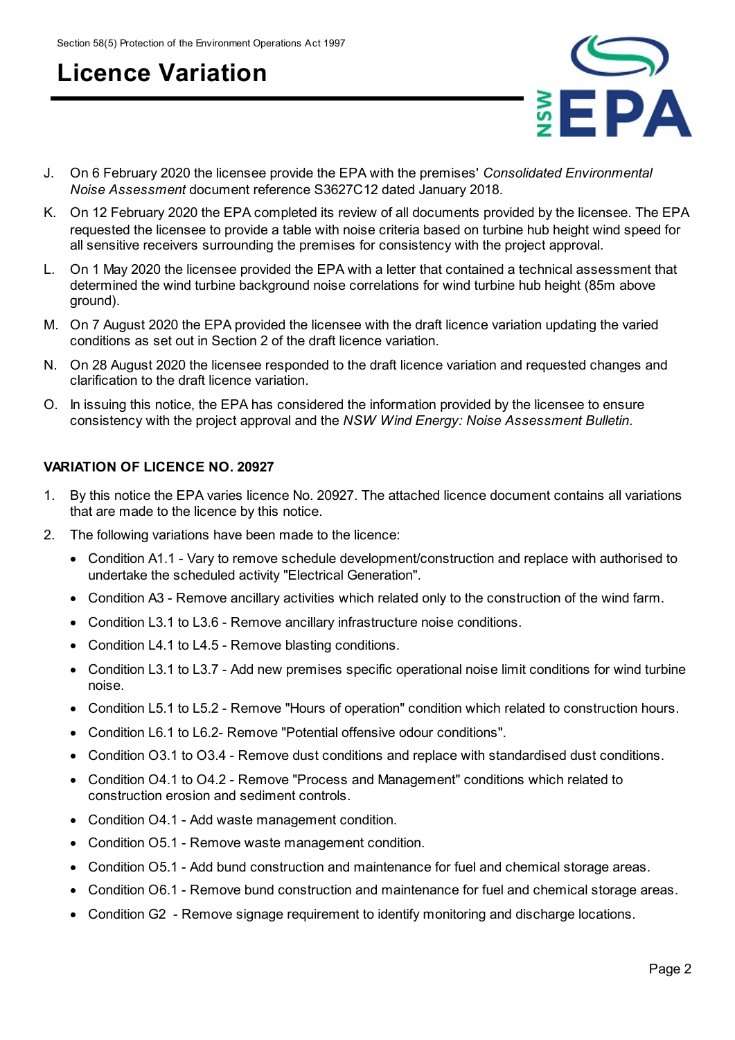J. On 6 February 2020 the licensee provide the EPA with the premises' *Consolidated Environmental Noise Assessment* document reference S3627C12 dated January 2018.

K. On 12 February 2020 the EPA completed its review of all documents provided by the licensee. The EPA requested the licensee to provide a table with noise criteria based on turbine hub height wind speed for all sensitive receivers surrounding the premises for consistency with the project approval.

L. On 1 May 2020 the licensee provided the EPA with a letter that contained a technical assessment that determined the wind turbine background noise correlations for wind turbine hub height (85m above ground).

M. On 7 August 2020 the EPA provided the licensee with the draft licence variation updating the varied conditions as set out in Section 2 of the draft licence variation.

N. On 28 August 2020 the licensee responded to the draft licence variation and requested changes and clarification to the draft licence variation.

O. In issuing this notice, the EPA has considered the information provided by the licensee to ensure consistency with the project approval and the *NSW Wind Energy: Noise Assessment Bulletin*.

**VARIATION OF LICENCE NO. 20927**

1. By this notice the EPA varies licence No. 20927. The attached licence document contains all variations that are made to the licence by this notice.

2. The following variations have been made to the licence:
   - Condition A1.1 - Vary to remove schedule development/construction and replace with authorised to undertake the scheduled activity "Electrical Generation".
   - Condition A3 - Remove ancillary activities which related only to the construction of the wind farm.
   - Condition L3.1 to L3.6 - Remove ancillary infrastructure noise conditions.
   - Condition L4.1 to L4.5 - Remove blasting conditions.
   - Condition L3.1 to L3.7 - Add new premises specific operational noise limit conditions for wind turbine noise.
   - Condition L5.1 to L5.2 - Remove "Hours of operation" condition which related to construction hours.
   - Condition L6.1 to L6.2- Remove "Potential offensive odour conditions".
   - Condition O3.1 to O3.4 - Remove dust conditions and replace with standardised dust conditions.
   - Condition O4.1 to O4.2 - Remove "Process and Management" conditions which related to construction erosion and sediment controls.
   - Condition O4.1 - Add waste management condition.
   - Condition O5.1 - Remove waste management condition.
   - Condition O5.1 - Add bund construction and maintenance for fuel and chemical storage areas.
   - Condition O6.1 - Remove bund construction and maintenance for fuel and chemical storage areas.
   - Condition G2 - Remove signage requirement to identify monitoring and discharge locations.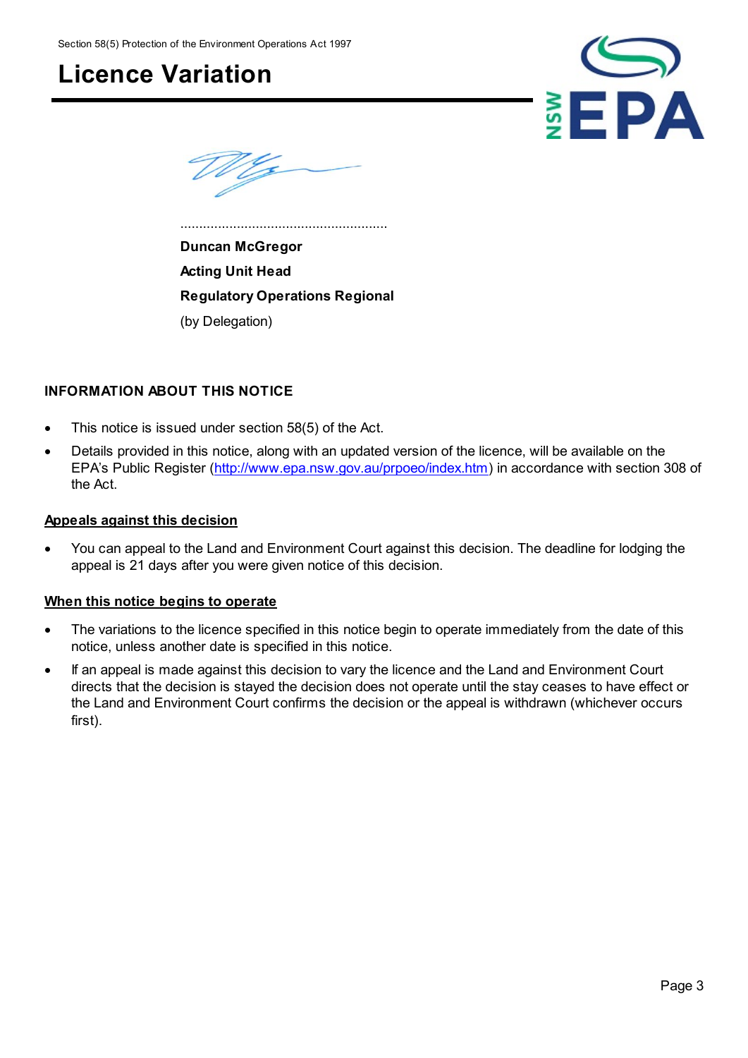Section 58(5) Protection of the Environment Operations Act 1997

# Licence Variation

........................................................

**Duncan McGregor**

**Acting Unit Head**

**Regulatory Operations Regional**

(by Delegation)

## INFORMATION ABOUT THIS NOTICE

- This notice is issued under section 58(5) of the Act.
- Details provided in this notice, along with an updated version of the licence, will be available on the EPA's Public Register (http://www.epa.nsw.gov.au/prpoeo/index.htm) in accordance with section 308 of the Act.

### Appeals against this decision

- You can appeal to the Land and Environment Court against this decision. The deadline for lodging the appeal is 21 days after you were given notice of this decision.

### When this notice begins to operate

- The variations to the licence specified in this notice begin to operate immediately from the date of this notice, unless another date is specified in this notice.
- If an appeal is made against this decision to vary the licence and the Land and Environment Court directs that the decision is stayed the decision does not operate until the stay ceases to have effect or the Land and Environment Court confirms the decision or the appeal is withdrawn (whichever occurs first).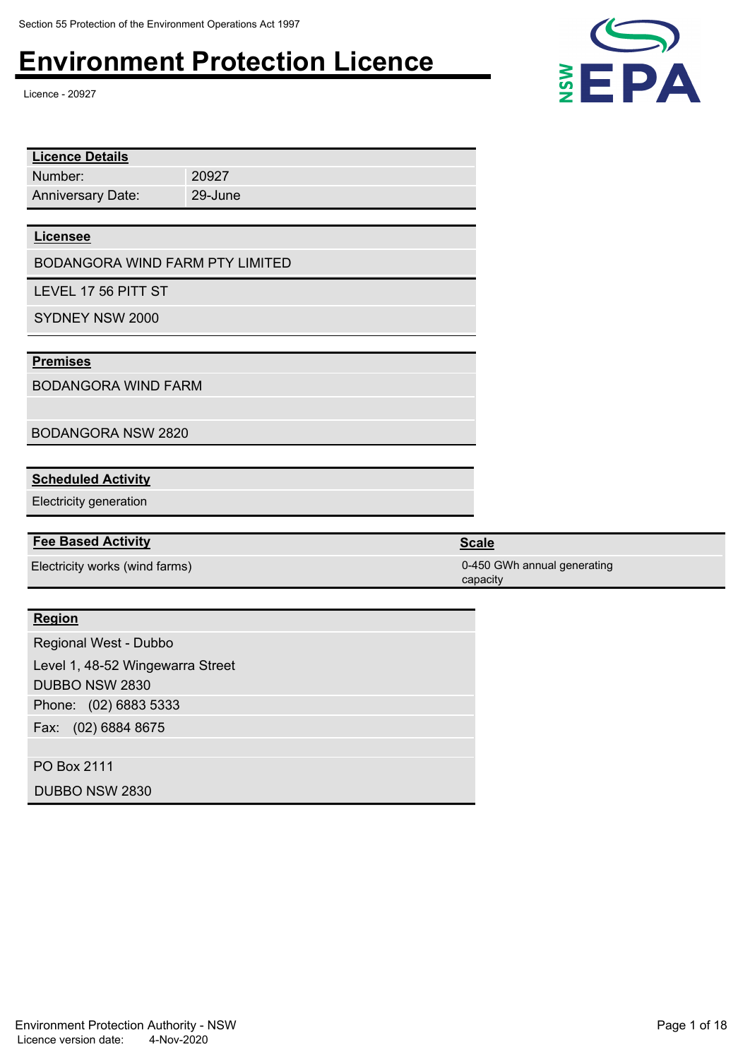Section 55 Protection of the Environment Operations Act 1997

# Environment Protection Licence

Licence - 20927

| Licence Details | |
|---|---|
| Number: | 20927 |
| Anniversary Date: | 29-June |

**Licensee**

BODANGORA WIND FARM PTY LIMITED

LEVEL 17 56 PITT ST

SYDNEY NSW 2000

**Premises**

BODANGORA WIND FARM

BODANGORA NSW 2820

**Scheduled Activity**

Electricity generation

| Fee Based Activity | Scale |
|---|---|
| Electricity works (wind farms) | 0-450 GWh annual generating capacity |

**Region**

Regional West - Dubbo

Level 1, 48-52 Wingewarra Street

DUBBO NSW 2830

Phone: (02) 6883 5333

Fax: (02) 6884 8675

PO Box 2111

DUBBO NSW 2830

Environment Protection Authority - NSW

Licence version date: 4-Nov-2020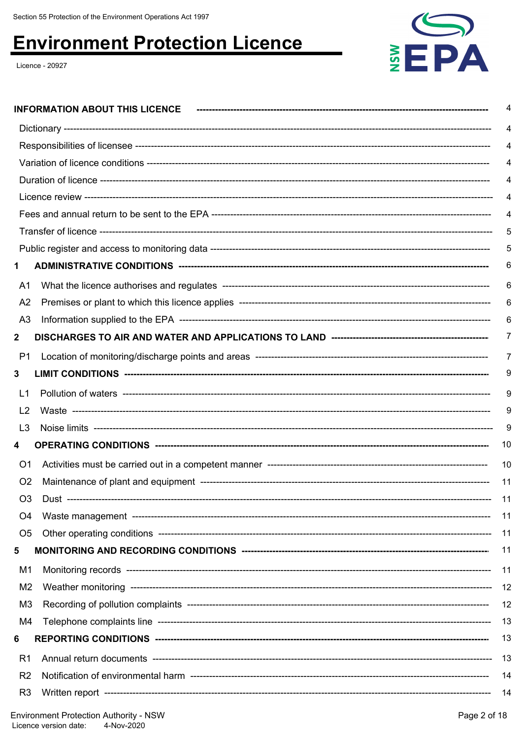| | Page |
|---|---|
| **INFORMATION ABOUT THIS LICENCE** | **4** |
| Dictionary | 4 |
| Responsibilities of licensee | 4 |
| Variation of licence conditions | 4 |
| Duration of licence | 4 |
| Licence review | 4 |
| Fees and annual return to be sent to the EPA | 4 |
| Transfer of licence | 5 |
| Public register and access to monitoring data | 5 |
| **1 ADMINISTRATIVE CONDITIONS** | **6** |
| A1 What the licence authorises and regulates | 6 |
| A2 Premises or plant to which this licence applies | 6 |
| A3 Information supplied to the EPA | 6 |
| **2 DISCHARGES TO AIR AND WATER AND APPLICATIONS TO LAND** | **7** |
| P1 Location of monitoring/discharge points and areas | 7 |
| **3 LIMIT CONDITIONS** | **9** |
| L1 Pollution of waters | 9 |
| L2 Waste | 9 |
| L3 Noise limits | 9 |
| **4 OPERATING CONDITIONS** | **10** |
| O1 Activities must be carried out in a competent manner | 10 |
| O2 Maintenance of plant and equipment | 11 |
| O3 Dust | 11 |
| O4 Waste management | 11 |
| O5 Other operating conditions | 11 |
| **5 MONITORING AND RECORDING CONDITIONS** | **11** |
| M1 Monitoring records | 11 |
| M2 Weather monitoring | 12 |
| M3 Recording of pollution complaints | 12 |
| M4 Telephone complaints line | 13 |
| **6 REPORTING CONDITIONS** | **13** |
| R1 Annual return documents | 13 |
| R2 Notification of environmental harm | 14 |
| R3 Written report | 14 |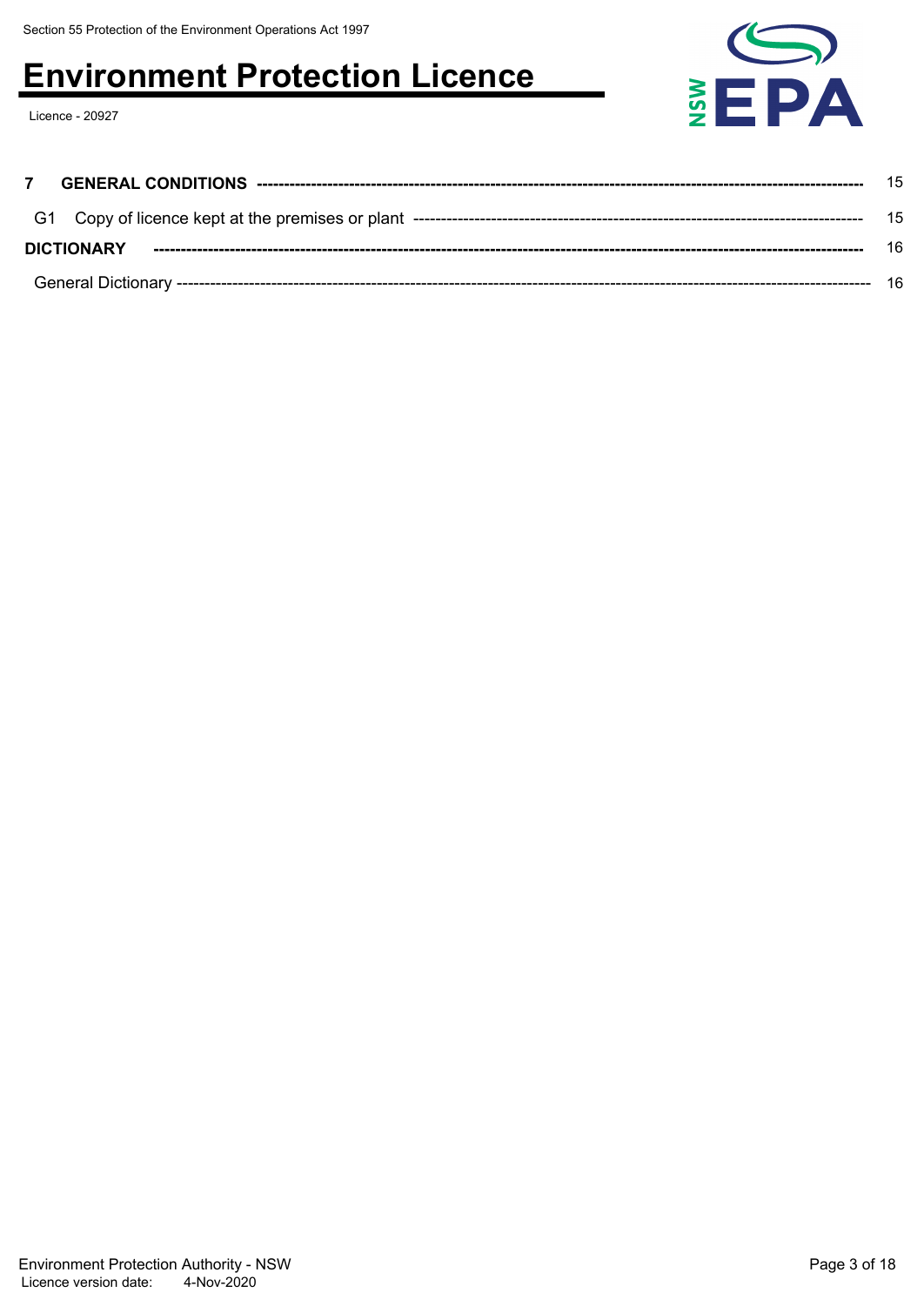| | | |
|---|---|---|
| **7** | **GENERAL CONDITIONS** | 15 |
| G1 | Copy of licence kept at the premises or plant | 15 |
| **DICTIONARY** | | 16 |
| General Dictionary | | 16 |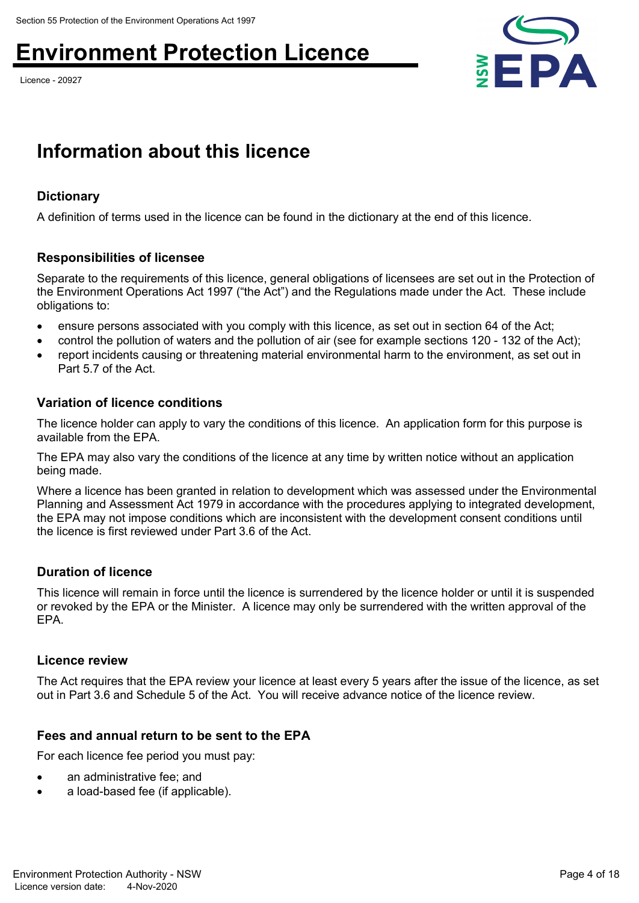## Information about this licence

### Dictionary

A definition of terms used in the licence can be found in the dictionary at the end of this licence.

### Responsibilities of licensee

Separate to the requirements of this licence, general obligations of licensees are set out in the Protection of the Environment Operations Act 1997 ("the Act") and the Regulations made under the Act. These include obligations to:

- ensure persons associated with you comply with this licence, as set out in section 64 of the Act;
- control the pollution of waters and the pollution of air (see for example sections 120 - 132 of the Act);
- report incidents causing or threatening material environmental harm to the environment, as set out in Part 5.7 of the Act.

### Variation of licence conditions

The licence holder can apply to vary the conditions of this licence. An application form for this purpose is available from the EPA.

The EPA may also vary the conditions of the licence at any time by written notice without an application being made.

Where a licence has been granted in relation to development which was assessed under the Environmental Planning and Assessment Act 1979 in accordance with the procedures applying to integrated development, the EPA may not impose conditions which are inconsistent with the development consent conditions until the licence is first reviewed under Part 3.6 of the Act.

### Duration of licence

This licence will remain in force until the licence is surrendered by the licence holder or until it is suspended or revoked by the EPA or the Minister. A licence may only be surrendered with the written approval of the EPA.

### Licence review

The Act requires that the EPA review your licence at least every 5 years after the issue of the licence, as set out in Part 3.6 and Schedule 5 of the Act. You will receive advance notice of the licence review.

### Fees and annual return to be sent to the EPA

For each licence fee period you must pay:

- an administrative fee; and
- a load-based fee (if applicable).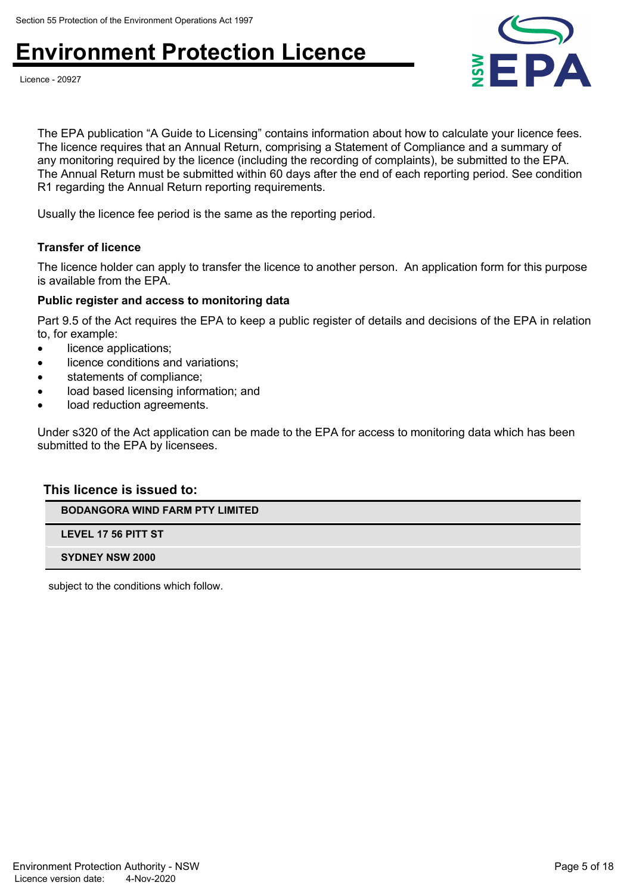The EPA publication "A Guide to Licensing" contains information about how to calculate your licence fees. The licence requires that an Annual Return, comprising a Statement of Compliance and a summary of any monitoring required by the licence (including the recording of complaints), be submitted to the EPA. The Annual Return must be submitted within 60 days after the end of each reporting period. See condition R1 regarding the Annual Return reporting requirements.

Usually the licence fee period is the same as the reporting period.

**Transfer of licence**

The licence holder can apply to transfer the licence to another person. An application form for this purpose is available from the EPA.

**Public register and access to monitoring data**

Part 9.5 of the Act requires the EPA to keep a public register of details and decisions of the EPA in relation to, for example:

- licence applications;
- licence conditions and variations;
- statements of compliance;
- load based licensing information; and
- load reduction agreements.

Under s320 of the Act application can be made to the EPA for access to monitoring data which has been submitted to the EPA by licensees.

### This licence is issued to:

| |
|---|
| **BODANGORA WIND FARM PTY LIMITED** |
| **LEVEL 17 56 PITT ST** |
| **SYDNEY NSW 2000** |

subject to the conditions which follow.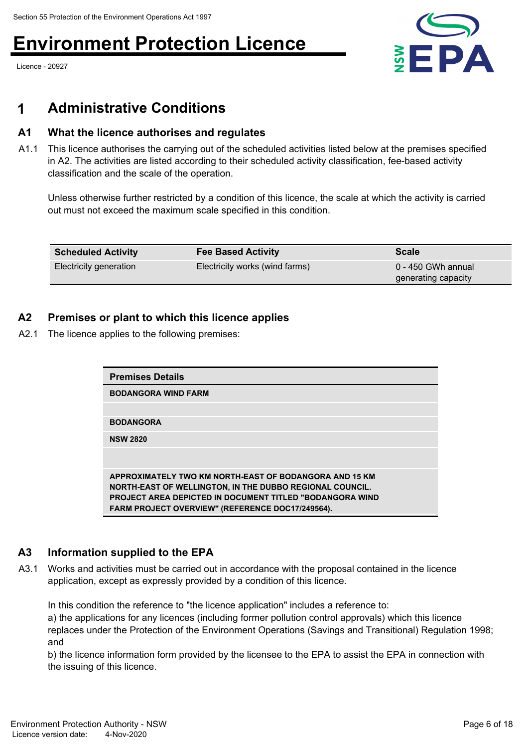# 1 Administrative Conditions

## A1 What the licence authorises and regulates

A1.1 This licence authorises the carrying out of the scheduled activities listed below at the premises specified in A2. The activities are listed according to their scheduled activity classification, fee-based activity classification and the scale of the operation.

Unless otherwise further restricted by a condition of this licence, the scale at which the activity is carried out must not exceed the maximum scale specified in this condition.

| Scheduled Activity | Fee Based Activity | Scale |
|---|---|---|
| Electricity generation | Electricity works (wind farms) | 0 - 450 GWh annual generating capacity |

## A2 Premises or plant to which this licence applies

A2.1 The licence applies to the following premises:

| Premises Details |
|---|
| BODANGORA WIND FARM |
| |
| BODANGORA |
| NSW 2820 |
| |
| APPROXIMATELY TWO KM NORTH-EAST OF BODANGORA AND 15 KM NORTH-EAST OF WELLINGTON, IN THE DUBBO REGIONAL COUNCIL. PROJECT AREA DEPICTED IN DOCUMENT TITLED "BODANGORA WIND FARM PROJECT OVERVIEW" (REFERENCE DOC17/249564). |

## A3 Information supplied to the EPA

A3.1 Works and activities must be carried out in accordance with the proposal contained in the licence application, except as expressly provided by a condition of this licence.

In this condition the reference to "the licence application" includes a reference to:
a) the applications for any licences (including former pollution control approvals) which this licence replaces under the Protection of the Environment Operations (Savings and Transitional) Regulation 1998; and
b) the licence information form provided by the licensee to the EPA to assist the EPA in connection with the issuing of this licence.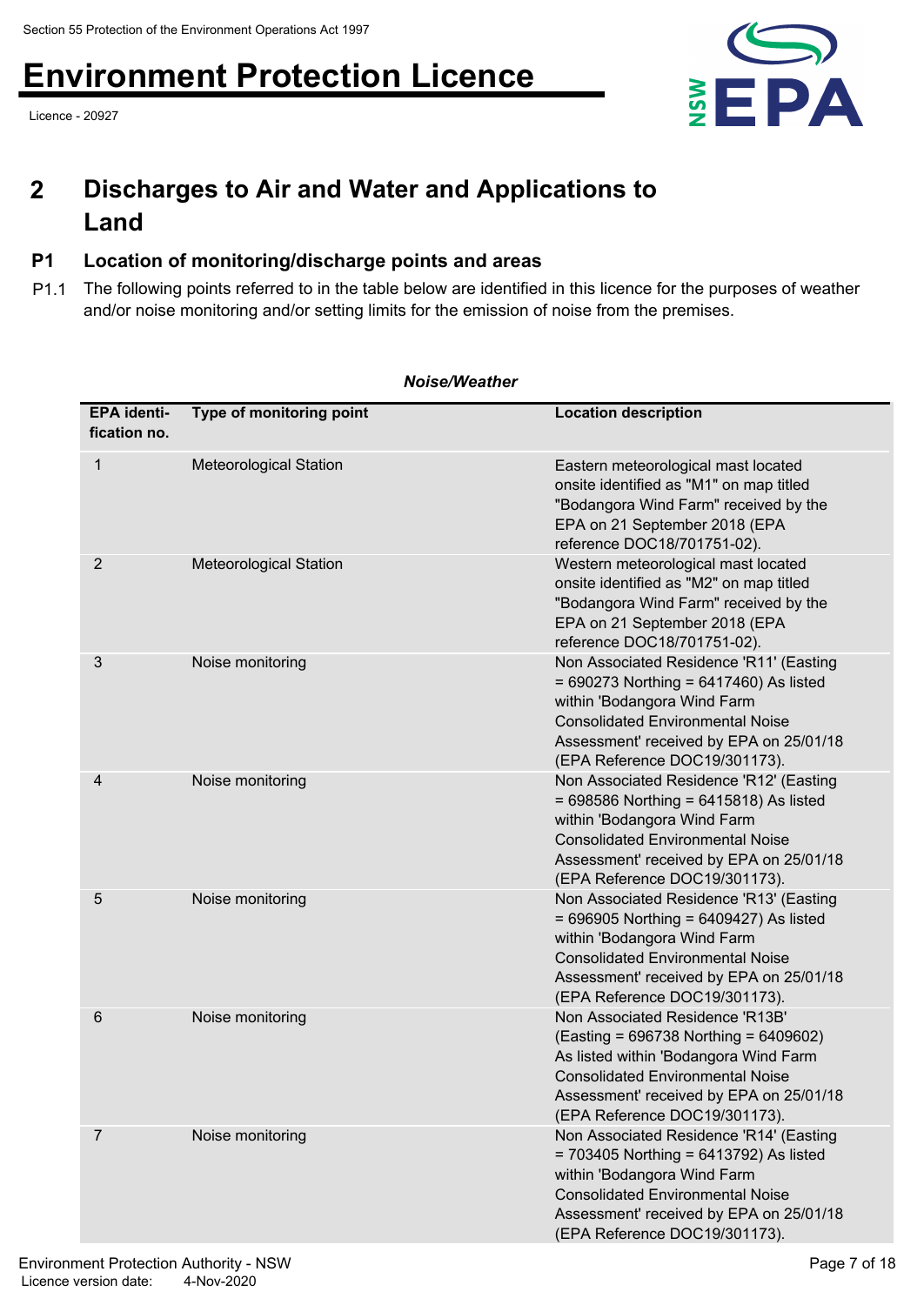## 2 Discharges to Air and Water and Applications to Land

### P1 Location of monitoring/discharge points and areas

P1.1 The following points referred to in the table below are identified in this licence for the purposes of weather and/or noise monitoring and/or setting limits for the emission of noise from the premises.

***Noise/Weather***

| EPA identi-fication no. | Type of monitoring point | Location description |
|---|---|---|
| 1 | Meteorological Station | Eastern meteorological mast located onsite identified as "M1" on map titled "Bodangora Wind Farm" received by the EPA on 21 September 2018 (EPA reference DOC18/701751-02). |
| 2 | Meteorological Station | Western meteorological mast located onsite identified as "M2" on map titled "Bodangora Wind Farm" received by the EPA on 21 September 2018 (EPA reference DOC18/701751-02). |
| 3 | Noise monitoring | Non Associated Residence 'R11' (Easting = 690273 Northing = 6417460) As listed within 'Bodangora Wind Farm Consolidated Environmental Noise Assessment' received by EPA on 25/01/18 (EPA Reference DOC19/301173). |
| 4 | Noise monitoring | Non Associated Residence 'R12' (Easting = 698586 Northing = 6415818) As listed within 'Bodangora Wind Farm Consolidated Environmental Noise Assessment' received by EPA on 25/01/18 (EPA Reference DOC19/301173). |
| 5 | Noise monitoring | Non Associated Residence 'R13' (Easting = 696905 Northing = 6409427) As listed within 'Bodangora Wind Farm Consolidated Environmental Noise Assessment' received by EPA on 25/01/18 (EPA Reference DOC19/301173). |
| 6 | Noise monitoring | Non Associated Residence 'R13B' (Easting = 696738 Northing = 6409602) As listed within 'Bodangora Wind Farm Consolidated Environmental Noise Assessment' received by EPA on 25/01/18 (EPA Reference DOC19/301173). |
| 7 | Noise monitoring | Non Associated Residence 'R14' (Easting = 703405 Northing = 6413792) As listed within 'Bodangora Wind Farm Consolidated Environmental Noise Assessment' received by EPA on 25/01/18 (EPA Reference DOC19/301173). |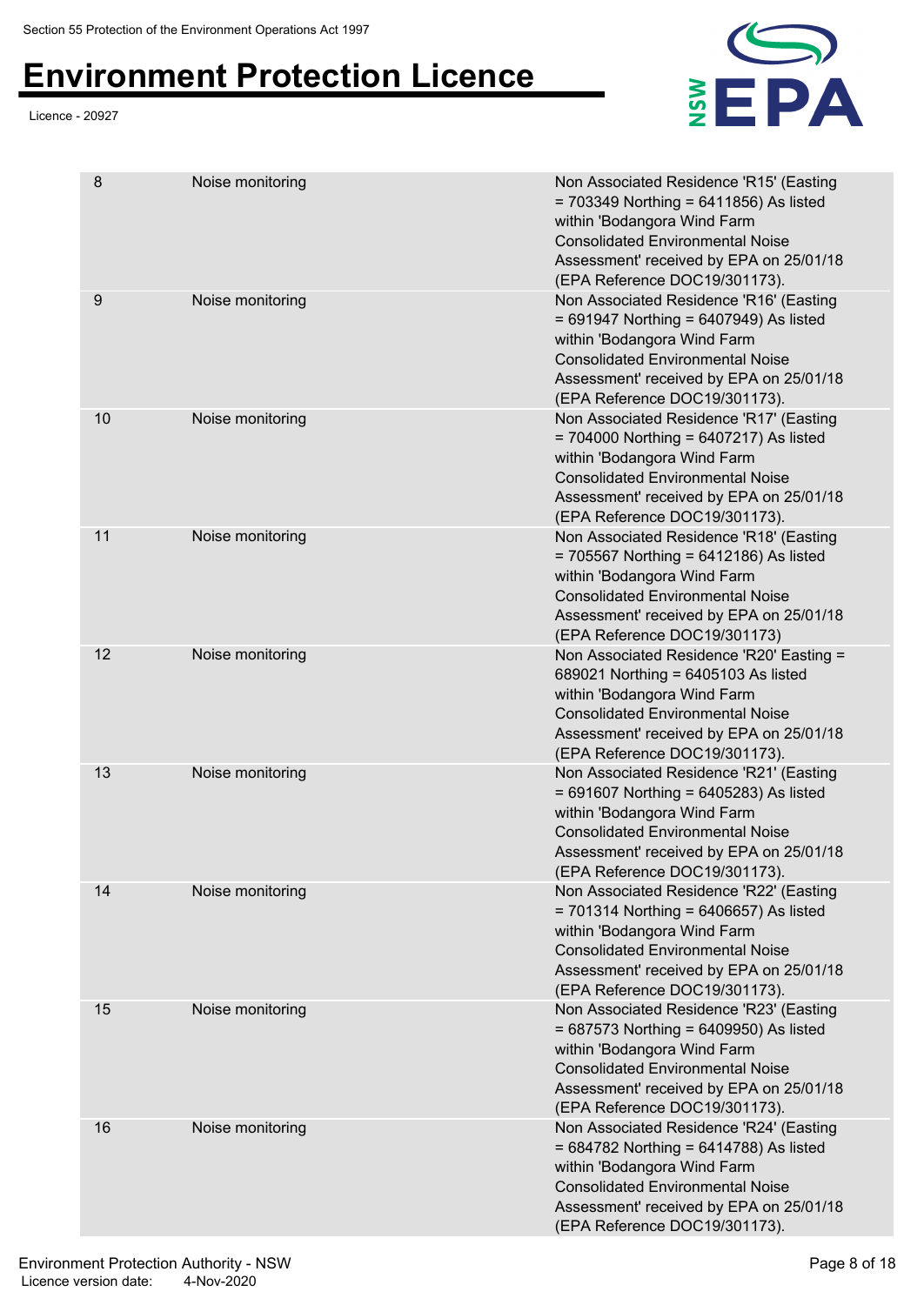| | | |
|---|---|---|
| 8 | Noise monitoring | Non Associated Residence 'R15' (Easting = 703349 Northing = 6411856) As listed within 'Bodangora Wind Farm Consolidated Environmental Noise Assessment' received by EPA on 25/01/18 (EPA Reference DOC19/301173). |
| 9 | Noise monitoring | Non Associated Residence 'R16' (Easting = 691947 Northing = 6407949) As listed within 'Bodangora Wind Farm Consolidated Environmental Noise Assessment' received by EPA on 25/01/18 (EPA Reference DOC19/301173). |
| 10 | Noise monitoring | Non Associated Residence 'R17' (Easting = 704000 Northing = 6407217) As listed within 'Bodangora Wind Farm Consolidated Environmental Noise Assessment' received by EPA on 25/01/18 (EPA Reference DOC19/301173). |
| 11 | Noise monitoring | Non Associated Residence 'R18' (Easting = 705567 Northing = 6412186) As listed within 'Bodangora Wind Farm Consolidated Environmental Noise Assessment' received by EPA on 25/01/18 (EPA Reference DOC19/301173) |
| 12 | Noise monitoring | Non Associated Residence 'R20' Easting = 689021 Northing = 6405103 As listed within 'Bodangora Wind Farm Consolidated Environmental Noise Assessment' received by EPA on 25/01/18 (EPA Reference DOC19/301173). |
| 13 | Noise monitoring | Non Associated Residence 'R21' (Easting = 691607 Northing = 6405283) As listed within 'Bodangora Wind Farm Consolidated Environmental Noise Assessment' received by EPA on 25/01/18 (EPA Reference DOC19/301173). |
| 14 | Noise monitoring | Non Associated Residence 'R22' (Easting = 701314 Northing = 6406657) As listed within 'Bodangora Wind Farm Consolidated Environmental Noise Assessment' received by EPA on 25/01/18 (EPA Reference DOC19/301173). |
| 15 | Noise monitoring | Non Associated Residence 'R23' (Easting = 687573 Northing = 6409950) As listed within 'Bodangora Wind Farm Consolidated Environmental Noise Assessment' received by EPA on 25/01/18 (EPA Reference DOC19/301173). |
| 16 | Noise monitoring | Non Associated Residence 'R24' (Easting = 684782 Northing = 6414788) As listed within 'Bodangora Wind Farm Consolidated Environmental Noise Assessment' received by EPA on 25/01/18 (EPA Reference DOC19/301173). |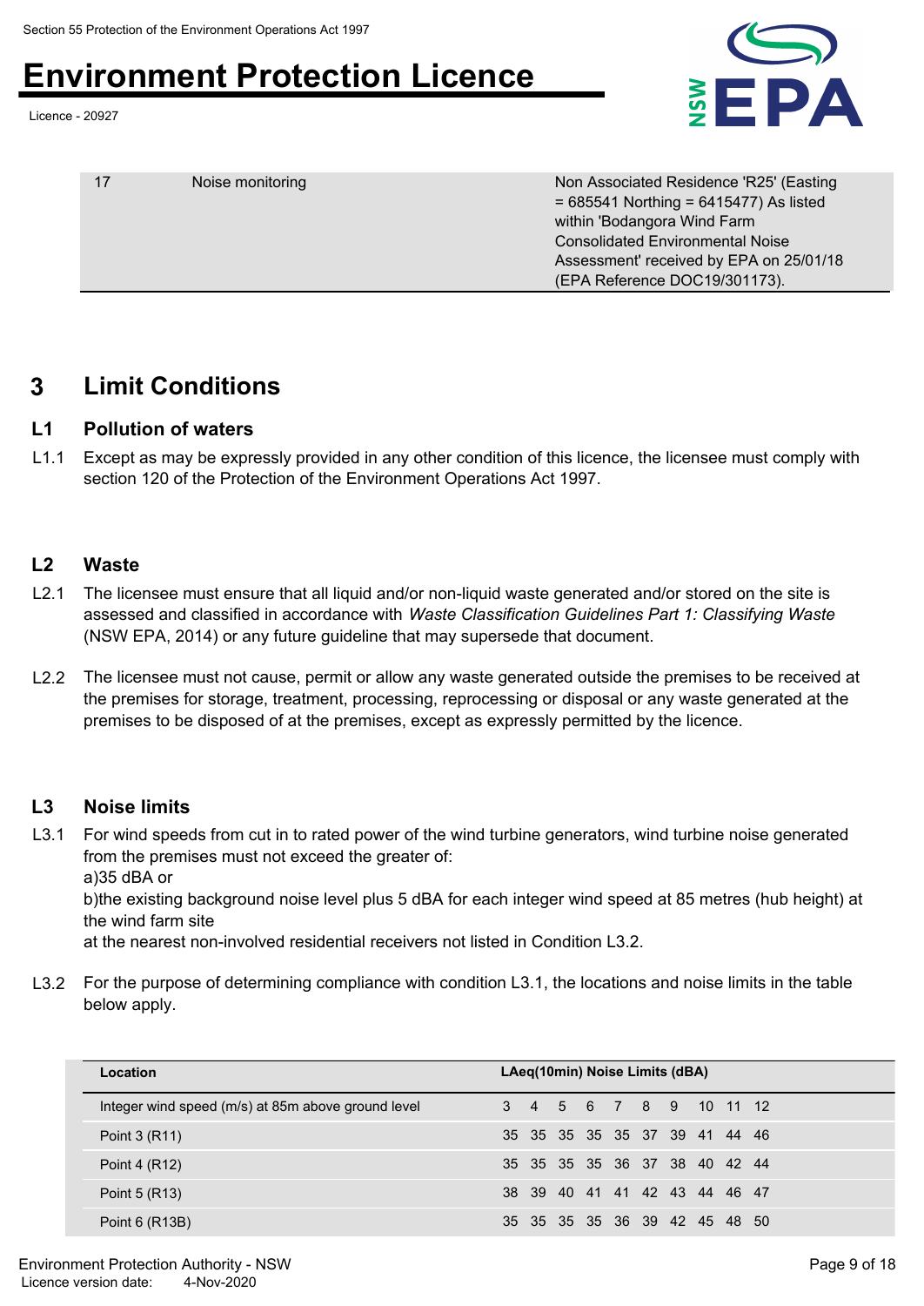| 17 | Noise monitoring | Non Associated Residence 'R25' (Easting = 685541 Northing = 6415477) As listed within 'Bodangora Wind Farm Consolidated Environmental Noise Assessment' received by EPA on 25/01/18 (EPA Reference DOC19/301173). |
|---|---|---|

# 3 Limit Conditions

## L1 Pollution of waters

L1.1 Except as may be expressly provided in any other condition of this licence, the licensee must comply with section 120 of the Protection of the Environment Operations Act 1997.

## L2 Waste

L2.1 The licensee must ensure that all liquid and/or non-liquid waste generated and/or stored on the site is assessed and classified in accordance with *Waste Classification Guidelines Part 1: Classifying Waste* (NSW EPA, 2014) or any future guideline that may supersede that document.

L2.2 The licensee must not cause, permit or allow any waste generated outside the premises to be received at the premises for storage, treatment, processing, reprocessing or disposal or any waste generated at the premises to be disposed of at the premises, except as expressly permitted by the licence.

## L3 Noise limits

L3.1 For wind speeds from cut in to rated power of the wind turbine generators, wind turbine noise generated from the premises must not exceed the greater of:
a)35 dBA or
b)the existing background noise level plus 5 dBA for each integer wind speed at 85 metres (hub height) at the wind farm site
at the nearest non-involved residential receivers not listed in Condition L3.2.

L3.2 For the purpose of determining compliance with condition L3.1, the locations and noise limits in the table below apply.

| Location | LAeq(10min) Noise Limits (dBA) | | | | | | | | | |
|---|---|---|---|---|---|---|---|---|---|---|
| Integer wind speed (m/s) at 85m above ground level | 3 | 4 | 5 | 6 | 7 | 8 | 9 | 10 | 11 | 12 |
| Point 3 (R11) | 35 | 35 | 35 | 35 | 35 | 37 | 39 | 41 | 44 | 46 |
| Point 4 (R12) | 35 | 35 | 35 | 35 | 36 | 37 | 38 | 40 | 42 | 44 |
| Point 5 (R13) | 38 | 39 | 40 | 41 | 41 | 42 | 43 | 44 | 46 | 47 |
| Point 6 (R13B) | 35 | 35 | 35 | 35 | 36 | 39 | 42 | 45 | 48 | 50 |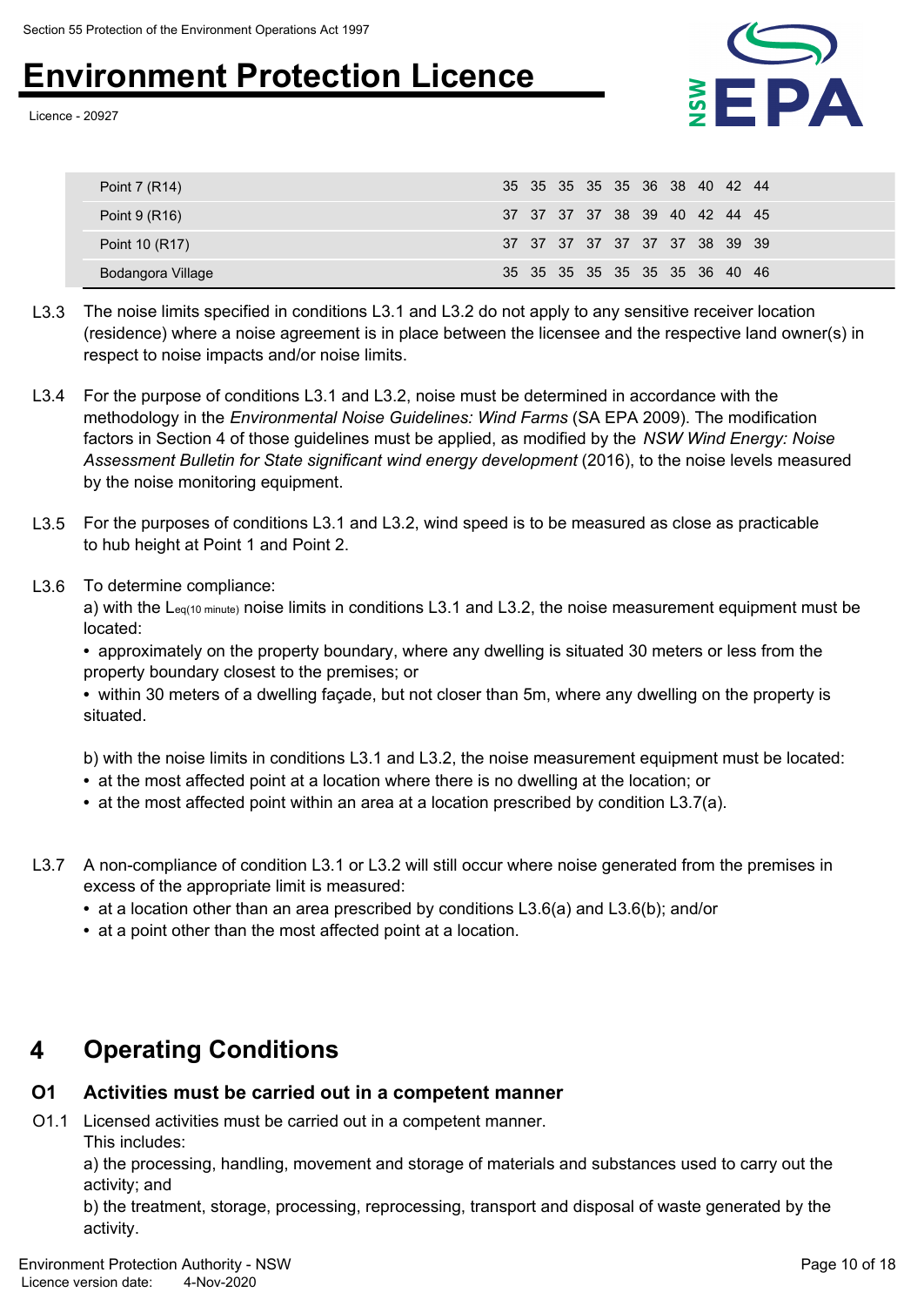| | | | | | | | | | | |
|---|---|---|---|---|---|---|---|---|---|---|
| Point 7 (R14) | 35 | 35 | 35 | 35 | 35 | 36 | 38 | 40 | 42 | 44 |
| Point 9 (R16) | 37 | 37 | 37 | 37 | 38 | 39 | 40 | 42 | 44 | 45 |
| Point 10 (R17) | 37 | 37 | 37 | 37 | 37 | 37 | 37 | 38 | 39 | 39 |
| Bodangora Village | 35 | 35 | 35 | 35 | 35 | 35 | 35 | 36 | 40 | 46 |

L3.3 The noise limits specified in conditions L3.1 and L3.2 do not apply to any sensitive receiver location (residence) where a noise agreement is in place between the licensee and the respective land owner(s) in respect to noise impacts and/or noise limits.

L3.4 For the purpose of conditions L3.1 and L3.2, noise must be determined in accordance with the methodology in the *Environmental Noise Guidelines: Wind Farms* (SA EPA 2009). The modification factors in Section 4 of those guidelines must be applied, as modified by the *NSW Wind Energy: Noise Assessment Bulletin for State significant wind energy development* (2016), to the noise levels measured by the noise monitoring equipment.

L3.5 For the purposes of conditions L3.1 and L3.2, wind speed is to be measured as close as practicable to hub height at Point 1 and Point 2.

L3.6 To determine compliance:

a) with the $L_{eq(10\ minute)}$ noise limits in conditions L3.1 and L3.2, the noise measurement equipment must be located:

- approximately on the property boundary, where any dwelling is situated 30 meters or less from the property boundary closest to the premises; or
- within 30 meters of a dwelling façade, but not closer than 5m, where any dwelling on the property is situated.

b) with the noise limits in conditions L3.1 and L3.2, the noise measurement equipment must be located:

- at the most affected point at a location where there is no dwelling at the location; or
- at the most affected point within an area at a location prescribed by condition L3.7(a).

L3.7 A non-compliance of condition L3.1 or L3.2 will still occur where noise generated from the premises in excess of the appropriate limit is measured:

- at a location other than an area prescribed by conditions L3.6(a) and L3.6(b); and/or
- at a point other than the most affected point at a location.

# 4 Operating Conditions

## O1 Activities must be carried out in a competent manner

O1.1 Licensed activities must be carried out in a competent manner.
This includes:

a) the processing, handling, movement and storage of materials and substances used to carry out the activity; and

b) the treatment, storage, processing, reprocessing, transport and disposal of waste generated by the activity.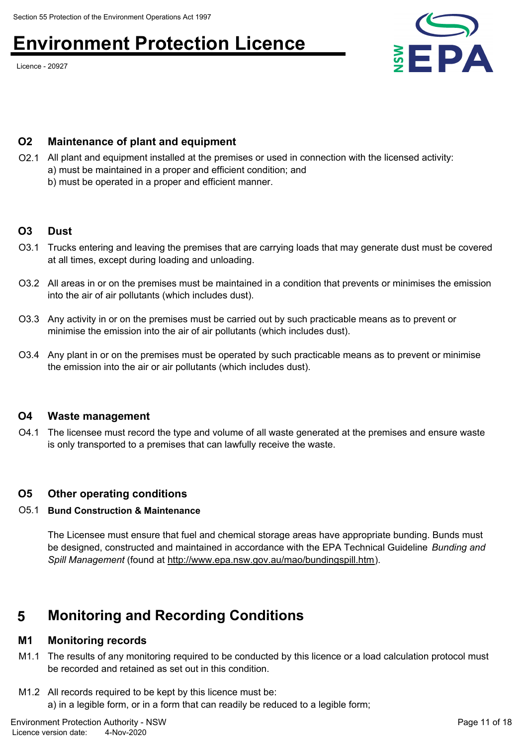### O2 Maintenance of plant and equipment

O2.1 All plant and equipment installed at the premises or used in connection with the licensed activity:
a) must be maintained in a proper and efficient condition; and
b) must be operated in a proper and efficient manner.

### O3 Dust

O3.1 Trucks entering and leaving the premises that are carrying loads that may generate dust must be covered at all times, except during loading and unloading.

O3.2 All areas in or on the premises must be maintained in a condition that prevents or minimises the emission into the air of air pollutants (which includes dust).

O3.3 Any activity in or on the premises must be carried out by such practicable means as to prevent or minimise the emission into the air of air pollutants (which includes dust).

O3.4 Any plant in or on the premises must be operated by such practicable means as to prevent or minimise the emission into the air or air pollutants (which includes dust).

### O4 Waste management

O4.1 The licensee must record the type and volume of all waste generated at the premises and ensure waste is only transported to a premises that can lawfully receive the waste.

### O5 Other operating conditions

O5.1 **Bund Construction & Maintenance**

The Licensee must ensure that fuel and chemical storage areas have appropriate bunding. Bunds must be designed, constructed and maintained in accordance with the EPA Technical Guideline *Bunding and Spill Management* (found at http://www.epa.nsw.gov.au/mao/bundingspill.htm).

## 5 Monitoring and Recording Conditions

### M1 Monitoring records

M1.1 The results of any monitoring required to be conducted by this licence or a load calculation protocol must be recorded and retained as set out in this condition.

M1.2 All records required to be kept by this licence must be:
a) in a legible form, or in a form that can readily be reduced to a legible form;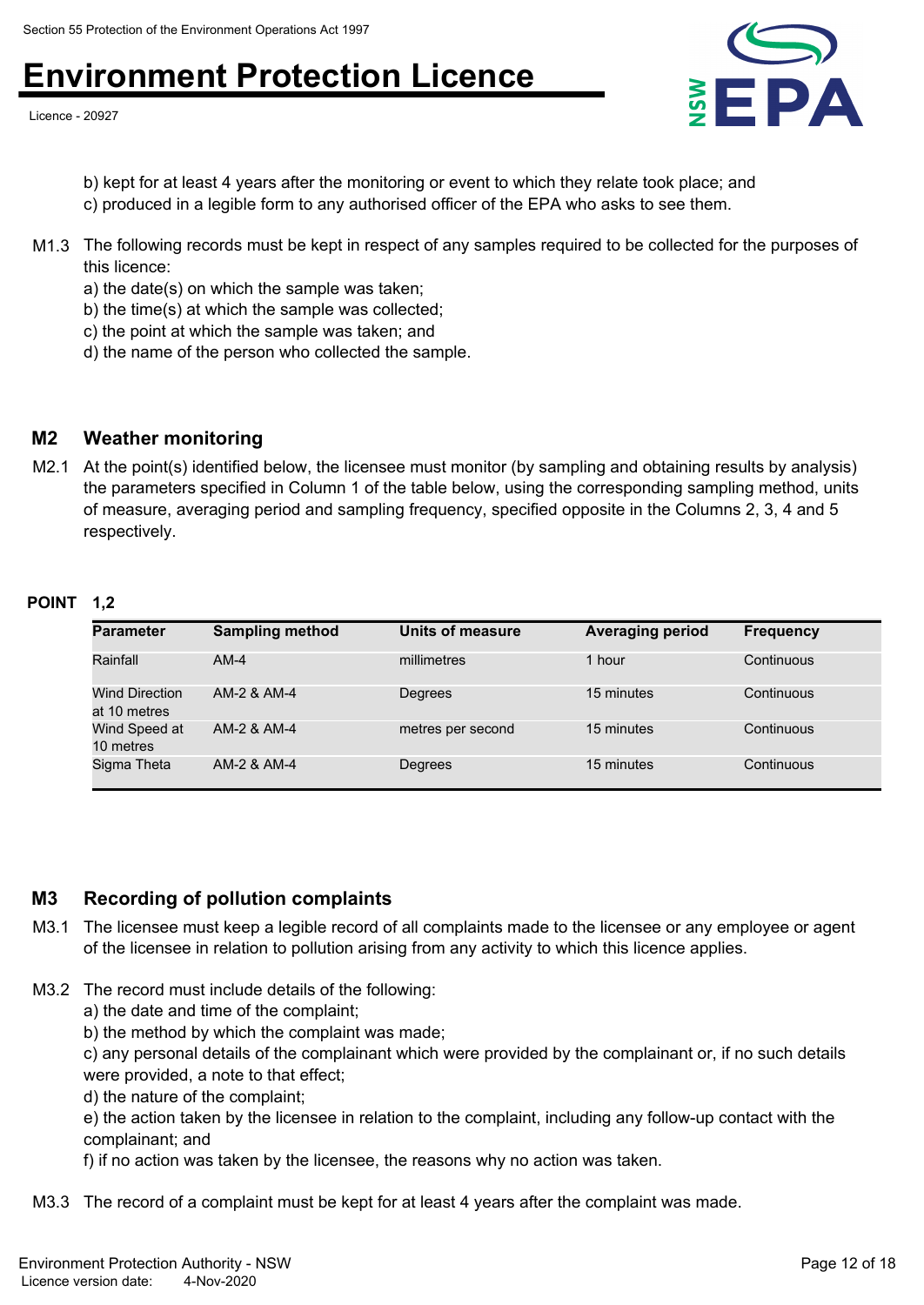b) kept for at least 4 years after the monitoring or event to which they relate took place; and
c) produced in a legible form to any authorised officer of the EPA who asks to see them.

M1.3 The following records must be kept in respect of any samples required to be collected for the purposes of this licence:
a) the date(s) on which the sample was taken;
b) the time(s) at which the sample was collected;
c) the point at which the sample was taken; and
d) the name of the person who collected the sample.

## M2 Weather monitoring

M2.1 At the point(s) identified below, the licensee must monitor (by sampling and obtaining results by analysis) the parameters specified in Column 1 of the table below, using the corresponding sampling method, units of measure, averaging period and sampling frequency, specified opposite in the Columns 2, 3, 4 and 5 respectively.

**POINT 1,2**

| Parameter | Sampling method | Units of measure | Averaging period | Frequency |
|---|---|---|---|---|
| Rainfall | AM-4 | millimetres | 1 hour | Continuous |
| Wind Direction at 10 metres | AM-2 & AM-4 | Degrees | 15 minutes | Continuous |
| Wind Speed at 10 metres | AM-2 & AM-4 | metres per second | 15 minutes | Continuous |
| Sigma Theta | AM-2 & AM-4 | Degrees | 15 minutes | Continuous |

## M3 Recording of pollution complaints

M3.1 The licensee must keep a legible record of all complaints made to the licensee or any employee or agent of the licensee in relation to pollution arising from any activity to which this licence applies.

M3.2 The record must include details of the following:
a) the date and time of the complaint;
b) the method by which the complaint was made;
c) any personal details of the complainant which were provided by the complainant or, if no such details were provided, a note to that effect;
d) the nature of the complaint;
e) the action taken by the licensee in relation to the complaint, including any follow-up contact with the complainant; and
f) if no action was taken by the licensee, the reasons why no action was taken.

M3.3 The record of a complaint must be kept for at least 4 years after the complaint was made.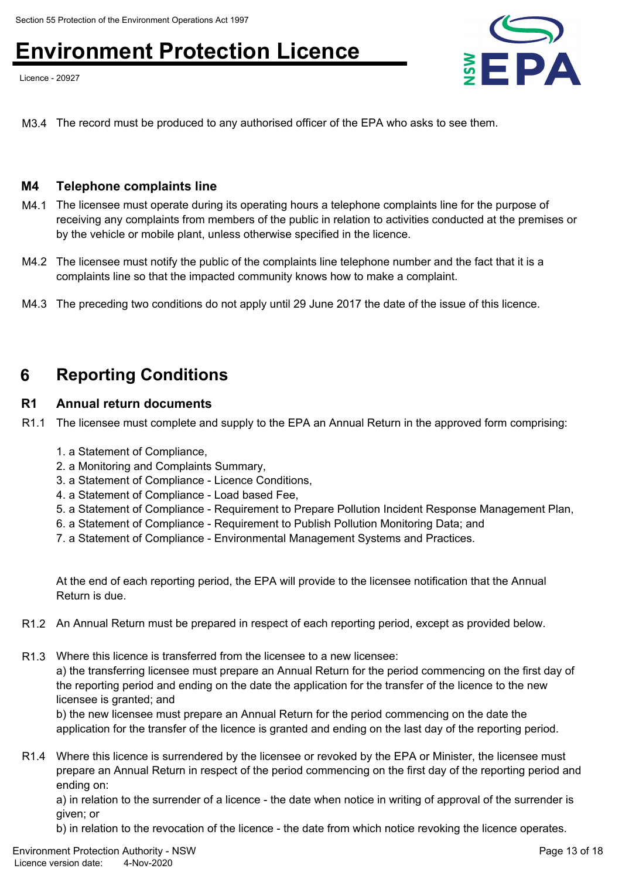M3.4 The record must be produced to any authorised officer of the EPA who asks to see them.

### M4 Telephone complaints line

M4.1 The licensee must operate during its operating hours a telephone complaints line for the purpose of receiving any complaints from members of the public in relation to activities conducted at the premises or by the vehicle or mobile plant, unless otherwise specified in the licence.

M4.2 The licensee must notify the public of the complaints line telephone number and the fact that it is a complaints line so that the impacted community knows how to make a complaint.

M4.3 The preceding two conditions do not apply until 29 June 2017 the date of the issue of this licence.

## 6 Reporting Conditions

### R1 Annual return documents

R1.1 The licensee must complete and supply to the EPA an Annual Return in the approved form comprising:

1. a Statement of Compliance,
2. a Monitoring and Complaints Summary,
3. a Statement of Compliance - Licence Conditions,
4. a Statement of Compliance - Load based Fee,
5. a Statement of Compliance - Requirement to Prepare Pollution Incident Response Management Plan,
6. a Statement of Compliance - Requirement to Publish Pollution Monitoring Data; and
7. a Statement of Compliance - Environmental Management Systems and Practices.

At the end of each reporting period, the EPA will provide to the licensee notification that the Annual Return is due.

R1.2 An Annual Return must be prepared in respect of each reporting period, except as provided below.

R1.3 Where this licence is transferred from the licensee to a new licensee:
a) the transferring licensee must prepare an Annual Return for the period commencing on the first day of the reporting period and ending on the date the application for the transfer of the licence to the new licensee is granted; and
b) the new licensee must prepare an Annual Return for the period commencing on the date the application for the transfer of the licence is granted and ending on the last day of the reporting period.

R1.4 Where this licence is surrendered by the licensee or revoked by the EPA or Minister, the licensee must prepare an Annual Return in respect of the period commencing on the first day of the reporting period and ending on:
a) in relation to the surrender of a licence - the date when notice in writing of approval of the surrender is given; or
b) in relation to the revocation of the licence - the date from which notice revoking the licence operates.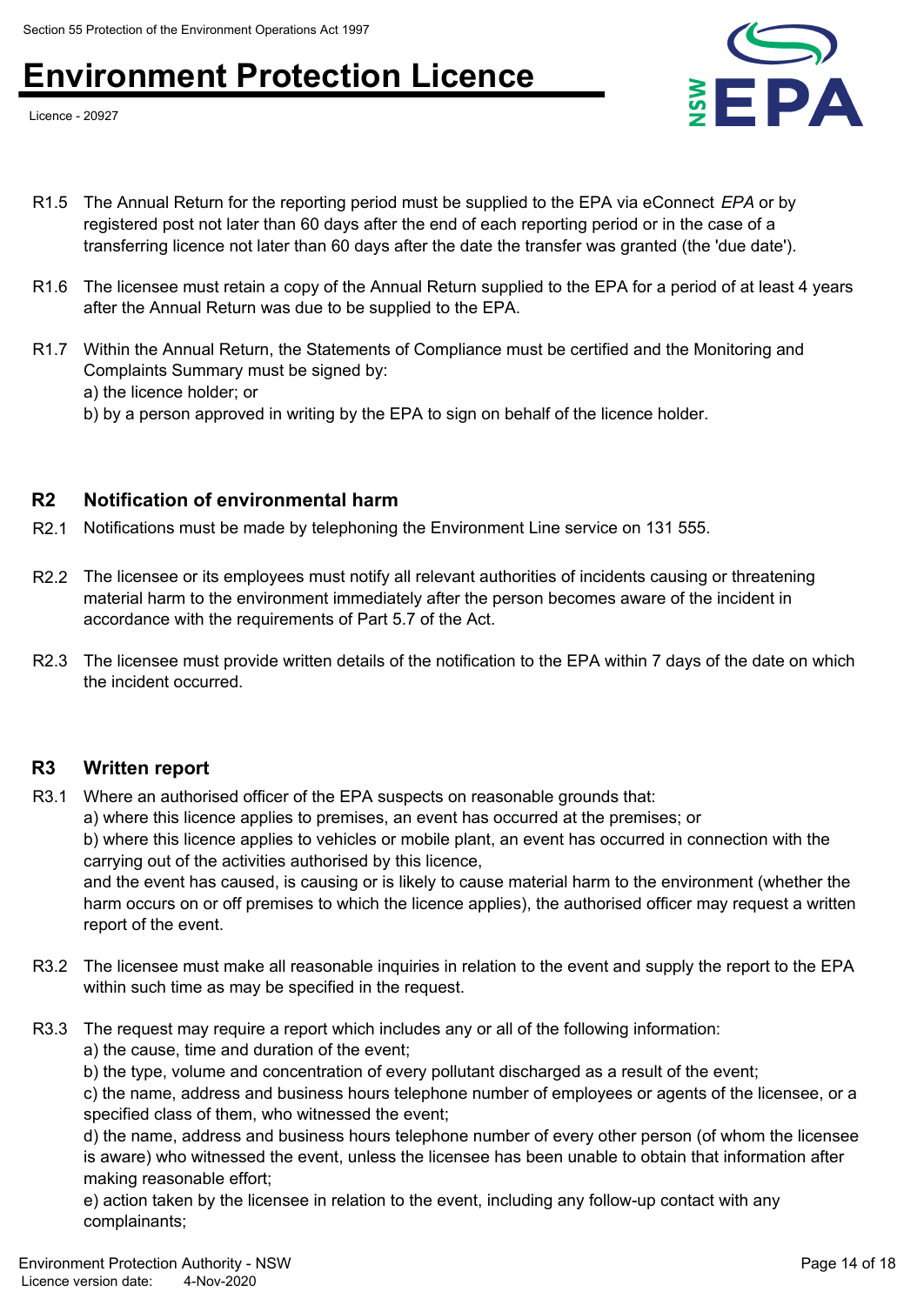R1.5 The Annual Return for the reporting period must be supplied to the EPA via eConnect *EPA* or by registered post not later than 60 days after the end of each reporting period or in the case of a transferring licence not later than 60 days after the date the transfer was granted (the 'due date').

R1.6 The licensee must retain a copy of the Annual Return supplied to the EPA for a period of at least 4 years after the Annual Return was due to be supplied to the EPA.

R1.7 Within the Annual Return, the Statements of Compliance must be certified and the Monitoring and Complaints Summary must be signed by:
a) the licence holder; or
b) by a person approved in writing by the EPA to sign on behalf of the licence holder.

## R2 Notification of environmental harm

R2.1 Notifications must be made by telephoning the Environment Line service on 131 555.

R2.2 The licensee or its employees must notify all relevant authorities of incidents causing or threatening material harm to the environment immediately after the person becomes aware of the incident in accordance with the requirements of Part 5.7 of the Act.

R2.3 The licensee must provide written details of the notification to the EPA within 7 days of the date on which the incident occurred.

## R3 Written report

R3.1 Where an authorised officer of the EPA suspects on reasonable grounds that:
a) where this licence applies to premises, an event has occurred at the premises; or
b) where this licence applies to vehicles or mobile plant, an event has occurred in connection with the carrying out of the activities authorised by this licence,
and the event has caused, is causing or is likely to cause material harm to the environment (whether the harm occurs on or off premises to which the licence applies), the authorised officer may request a written report of the event.

R3.2 The licensee must make all reasonable inquiries in relation to the event and supply the report to the EPA within such time as may be specified in the request.

R3.3 The request may require a report which includes any or all of the following information:
a) the cause, time and duration of the event;
b) the type, volume and concentration of every pollutant discharged as a result of the event;
c) the name, address and business hours telephone number of employees or agents of the licensee, or a specified class of them, who witnessed the event;
d) the name, address and business hours telephone number of every other person (of whom the licensee is aware) who witnessed the event, unless the licensee has been unable to obtain that information after making reasonable effort;
e) action taken by the licensee in relation to the event, including any follow-up contact with any complainants;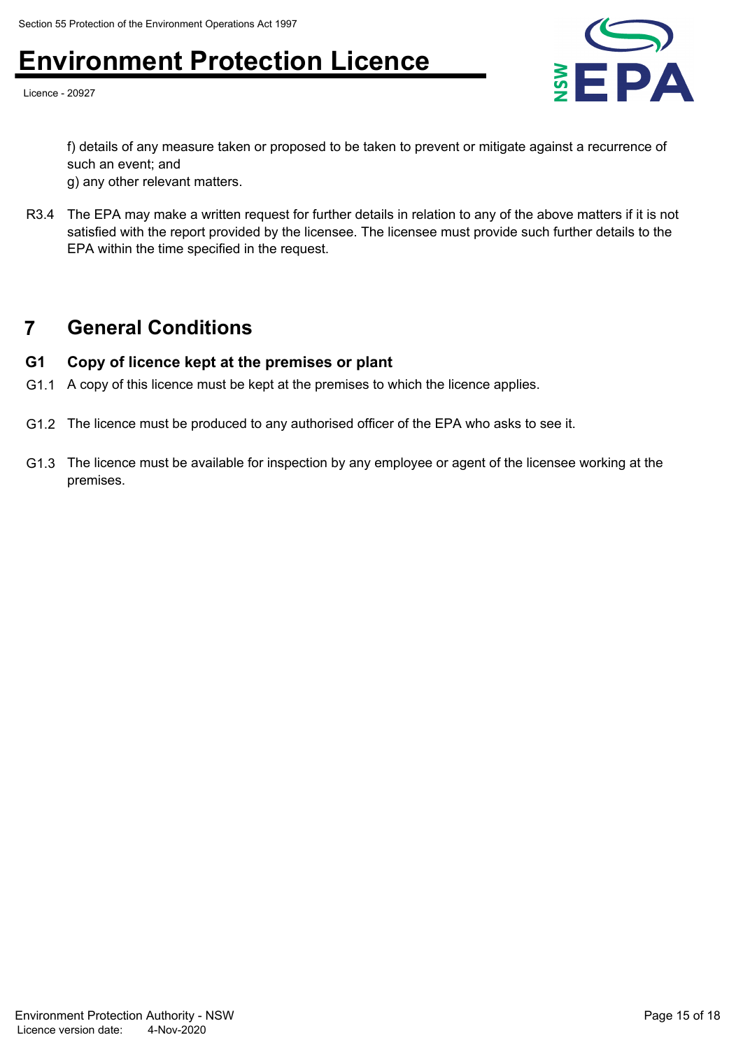f) details of any measure taken or proposed to be taken to prevent or mitigate against a recurrence of such an event; and
g) any other relevant matters.

R3.4 The EPA may make a written request for further details in relation to any of the above matters if it is not satisfied with the report provided by the licensee. The licensee must provide such further details to the EPA within the time specified in the request.

## 7 General Conditions

### G1 Copy of licence kept at the premises or plant

G1.1 A copy of this licence must be kept at the premises to which the licence applies.

G1.2 The licence must be produced to any authorised officer of the EPA who asks to see it.

G1.3 The licence must be available for inspection by any employee or agent of the licensee working at the premises.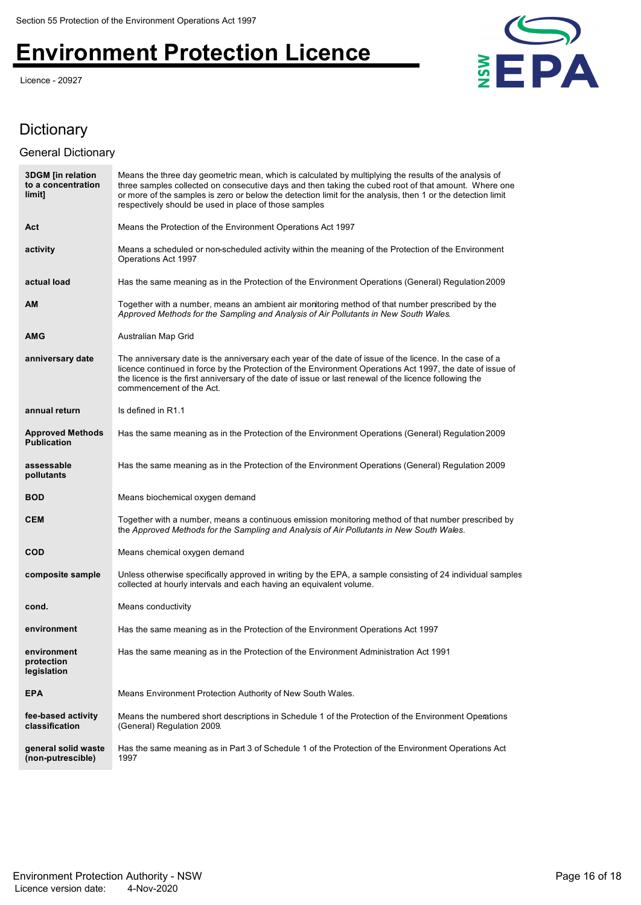# Dictionary

## General Dictionary

| | |
|---|---|
| **3DGM [in relation to a concentration limit]** | Means the three day geometric mean, which is calculated by multiplying the results of the analysis of three samples collected on consecutive days and then taking the cubed root of that amount. Where one or more of the samples is zero or below the detection limit for the analysis, then 1 or the detection limit respectively should be used in place of those samples |
| **Act** | Means the Protection of the Environment Operations Act 1997 |
| **activity** | Means a scheduled or non-scheduled activity within the meaning of the Protection of the Environment Operations Act 1997 |
| **actual load** | Has the same meaning as in the Protection of the Environment Operations (General) Regulation 2009 |
| **AM** | Together with a number, means an ambient air monitoring method of that number prescribed by the *Approved Methods for the Sampling and Analysis of Air Pollutants in New South Wales.* |
| **AMG** | Australian Map Grid |
| **anniversary date** | The anniversary date is the anniversary each year of the date of issue of the licence. In the case of a licence continued in force by the Protection of the Environment Operations Act 1997, the date of issue of the licence is the first anniversary of the date of issue or last renewal of the licence following the commencement of the Act. |
| **annual return** | Is defined in R1.1 |
| **Approved Methods Publication** | Has the same meaning as in the Protection of the Environment Operations (General) Regulation 2009 |
| **assessable pollutants** | Has the same meaning as in the Protection of the Environment Operations (General) Regulation 2009 |
| **BOD** | Means biochemical oxygen demand |
| **CEM** | Together with a number, means a continuous emission monitoring method of that number prescribed by the *Approved Methods for the Sampling and Analysis of Air Pollutants in New South Wales.* |
| **COD** | Means chemical oxygen demand |
| **composite sample** | Unless otherwise specifically approved in writing by the EPA, a sample consisting of 24 individual samples collected at hourly intervals and each having an equivalent volume. |
| **cond.** | Means conductivity |
| **environment** | Has the same meaning as in the Protection of the Environment Operations Act 1997 |
| **environment protection legislation** | Has the same meaning as in the Protection of the Environment Administration Act 1991 |
| **EPA** | Means Environment Protection Authority of New South Wales. |
| **fee-based activity classification** | Means the numbered short descriptions in Schedule 1 of the Protection of the Environment Operations (General) Regulation 2009. |
| **general solid waste (non-putrescible)** | Has the same meaning as in Part 3 of Schedule 1 of the Protection of the Environment Operations Act 1997 |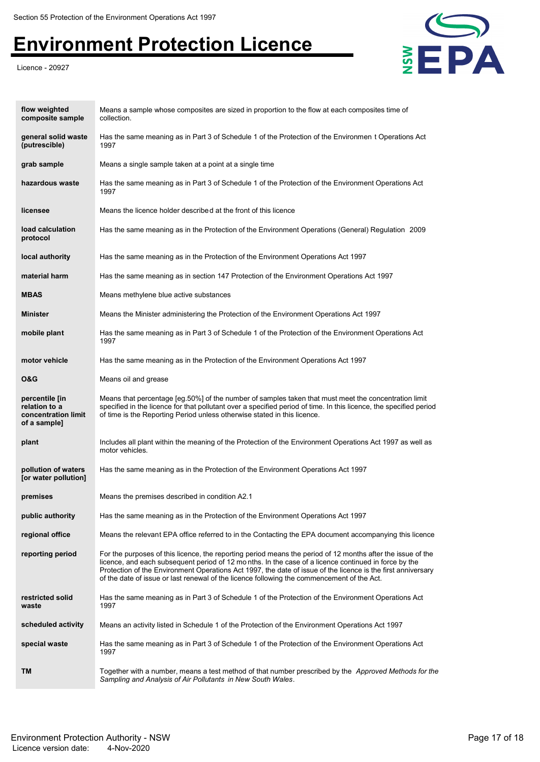| | |
|---|---|
| **flow weighted composite sample** | Means a sample whose composites are sized in proportion to the flow at each composites time of collection. |
| **general solid waste (putrescible)** | Has the same meaning as in Part 3 of Schedule 1 of the Protection of the Environmen t Operations Act 1997 |
| **grab sample** | Means a single sample taken at a point at a single time |
| **hazardous waste** | Has the same meaning as in Part 3 of Schedule 1 of the Protection of the Environment Operations Act 1997 |
| **licensee** | Means the licence holder described at the front of this licence |
| **load calculation protocol** | Has the same meaning as in the Protection of the Environment Operations (General) Regulation 2009 |
| **local authority** | Has the same meaning as in the Protection of the Environment Operations Act 1997 |
| **material harm** | Has the same meaning as in section 147 Protection of the Environment Operations Act 1997 |
| **MBAS** | Means methylene blue active substances |
| **Minister** | Means the Minister administering the Protection of the Environment Operations Act 1997 |
| **mobile plant** | Has the same meaning as in Part 3 of Schedule 1 of the Protection of the Environment Operations Act 1997 |
| **motor vehicle** | Has the same meaning as in the Protection of the Environment Operations Act 1997 |
| **O&G** | Means oil and grease |
| **percentile [in relation to a concentration limit of a sample]** | Means that percentage [eg.50%] of the number of samples taken that must meet the concentration limit specified in the licence for that pollutant over a specified period of time. In this licence, the specified period of time is the Reporting Period unless otherwise stated in this licence. |
| **plant** | Includes all plant within the meaning of the Protection of the Environment Operations Act 1997 as well as motor vehicles. |
| **pollution of waters [or water pollution]** | Has the same meaning as in the Protection of the Environment Operations Act 1997 |
| **premises** | Means the premises described in condition A2.1 |
| **public authority** | Has the same meaning as in the Protection of the Environment Operations Act 1997 |
| **regional office** | Means the relevant EPA office referred to in the Contacting the EPA document accompanying this licence |
| **reporting period** | For the purposes of this licence, the reporting period means the period of 12 months after the issue of the licence, and each subsequent period of 12 mo nths. In the case of a licence continued in force by the Protection of the Environment Operations Act 1997, the date of issue of the licence is the first anniversary of the date of issue or last renewal of the licence following the commencement of the Act. |
| **restricted solid waste** | Has the same meaning as in Part 3 of Schedule 1 of the Protection of the Environment Operations Act 1997 |
| **scheduled activity** | Means an activity listed in Schedule 1 of the Protection of the Environment Operations Act 1997 |
| **special waste** | Has the same meaning as in Part 3 of Schedule 1 of the Protection of the Environment Operations Act 1997 |
| **TM** | Together with a number, means a test method of that number prescribed by the *Approved Methods for the Sampling and Analysis of Air Pollutants in New South Wales*. |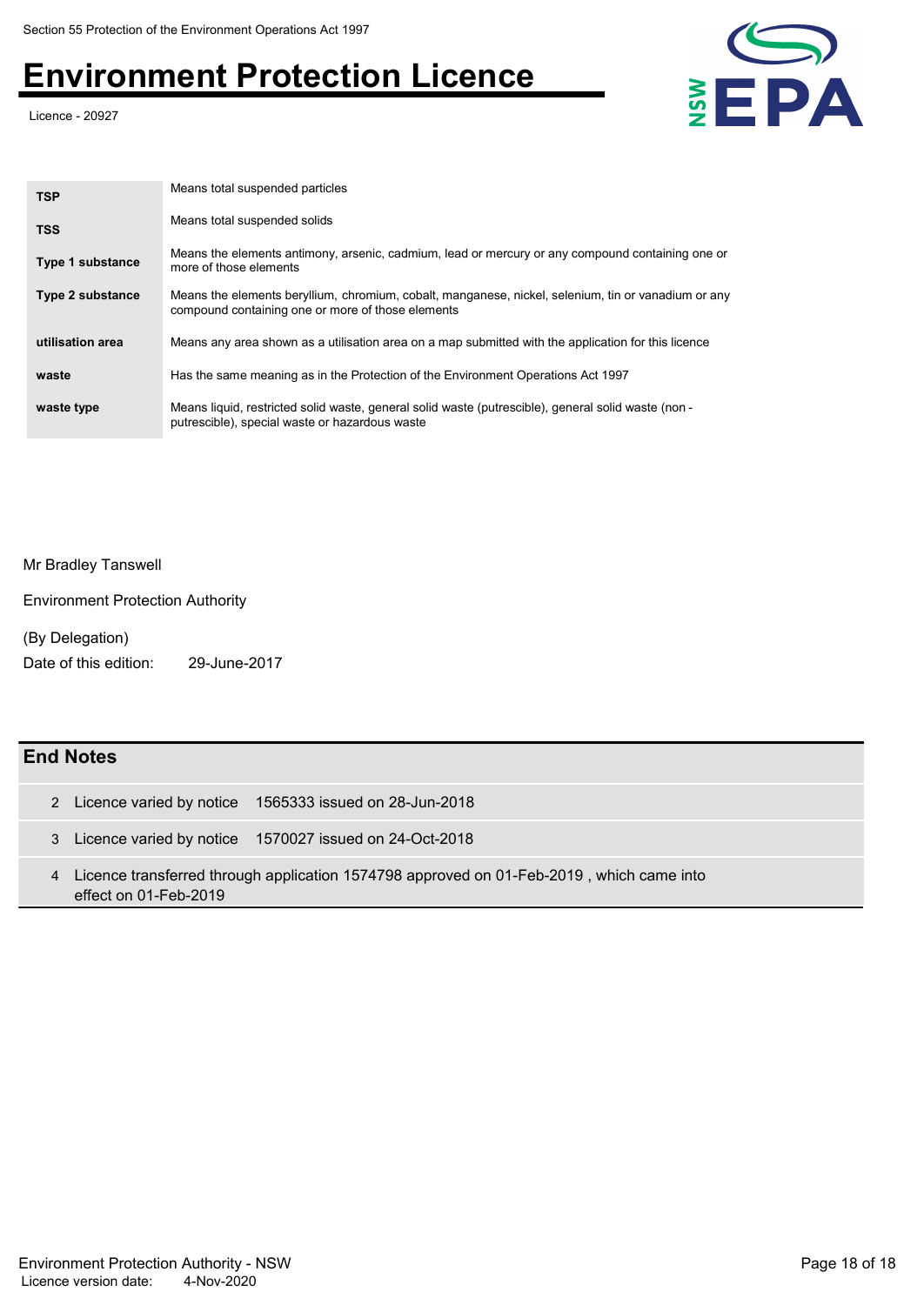| | |
|---|---|
| **TSP** | Means total suspended particles |
| **TSS** | Means total suspended solids |
| **Type 1 substance** | Means the elements antimony, arsenic, cadmium, lead or mercury or any compound containing one or more of those elements |
| **Type 2 substance** | Means the elements beryllium, chromium, cobalt, manganese, nickel, selenium, tin or vanadium or any compound containing one or more of those elements |
| **utilisation area** | Means any area shown as a utilisation area on a map submitted with the application for this licence |
| **waste** | Has the same meaning as in the Protection of the Environment Operations Act 1997 |
| **waste type** | Means liquid, restricted solid waste, general solid waste (putrescible), general solid waste (non - putrescible), special waste or hazardous waste |

Mr Bradley Tanswell

Environment Protection Authority

(By Delegation)

Date of this edition: 29-June-2017

## End Notes

| | | |
|---|---|---|
| 2 | Licence varied by notice | 1565333 issued on 28-Jun-2018 |
| 3 | Licence varied by notice | 1570027 issued on 24-Oct-2018 |
| 4 | Licence transferred through application 1574798 approved on 01-Feb-2019 , which came into effect on 01-Feb-2019 | |